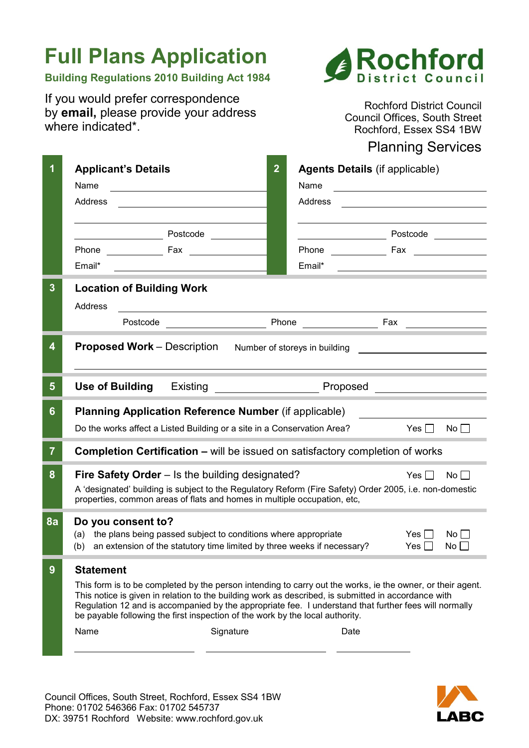# Full Plans Application

**Building Regulations 2010 Building Act 1984**

If you would prefer correspondence by **email,** please provide your address where indicated*.

Rochford District Council

Rochford District Council
Council Offices, South Street
Rochford, Essex SS4 1BW

Planning Services

## 1 Applicant's Details

Name ____________________

Address ____________________

____________________

____________ Postcode ____________

Phone ____________ Fax ____________

Email* ____________________

## 2 Agents Details (if applicable)

Name ____________________

Address ____________________

____________________

____________ Postcode ____________

Phone ____________ Fax ____________

Email* ____________________

## 3 Location of Building Work

Address ____________________

Postcode ____________ Phone ____________ Fax ____________

## 4 Proposed Work – Description

Number of storeys in building ____________

____________________

## 5 Use of Building

Existing ____________ Proposed ____________

## 6 Planning Application Reference Number (if applicable)

____________

Do the works affect a Listed Building or a site in a Conservation Area? Yes ☐ No ☐

## 7 Completion Certification – will be issued on satisfactory completion of works

## 8 Fire Safety Order – Is the building designated?

Yes ☐ No ☐

A 'designated' building is subject to the Regulatory Reform (Fire Safety) Order 2005, i.e. non-domestic properties, common areas of flats and homes in multiple occupation, etc,

## 8a Do you consent to?

(a) the plans being passed subject to conditions where appropriate Yes ☐ No ☐

(b) an extension of the statutory time limited by three weeks if necessary? Yes ☐ No ☐

## 9 Statement

This form is to be completed by the person intending to carry out the works, ie the owner, or their agent. This notice is given in relation to the building work as described, is submitted in accordance with Regulation 12 and is accompanied by the appropriate fee. I understand that further fees will normally be payable following the first inspection of the work by the local authority.

Name ____________ Signature ____________ Date ____________

Council Offices, South Street, Rochford, Essex SS4 1BW
Phone: 01702 546366 Fax: 01702 545737
DX: 39751 Rochford Website: www.rochford.gov.uk

LABC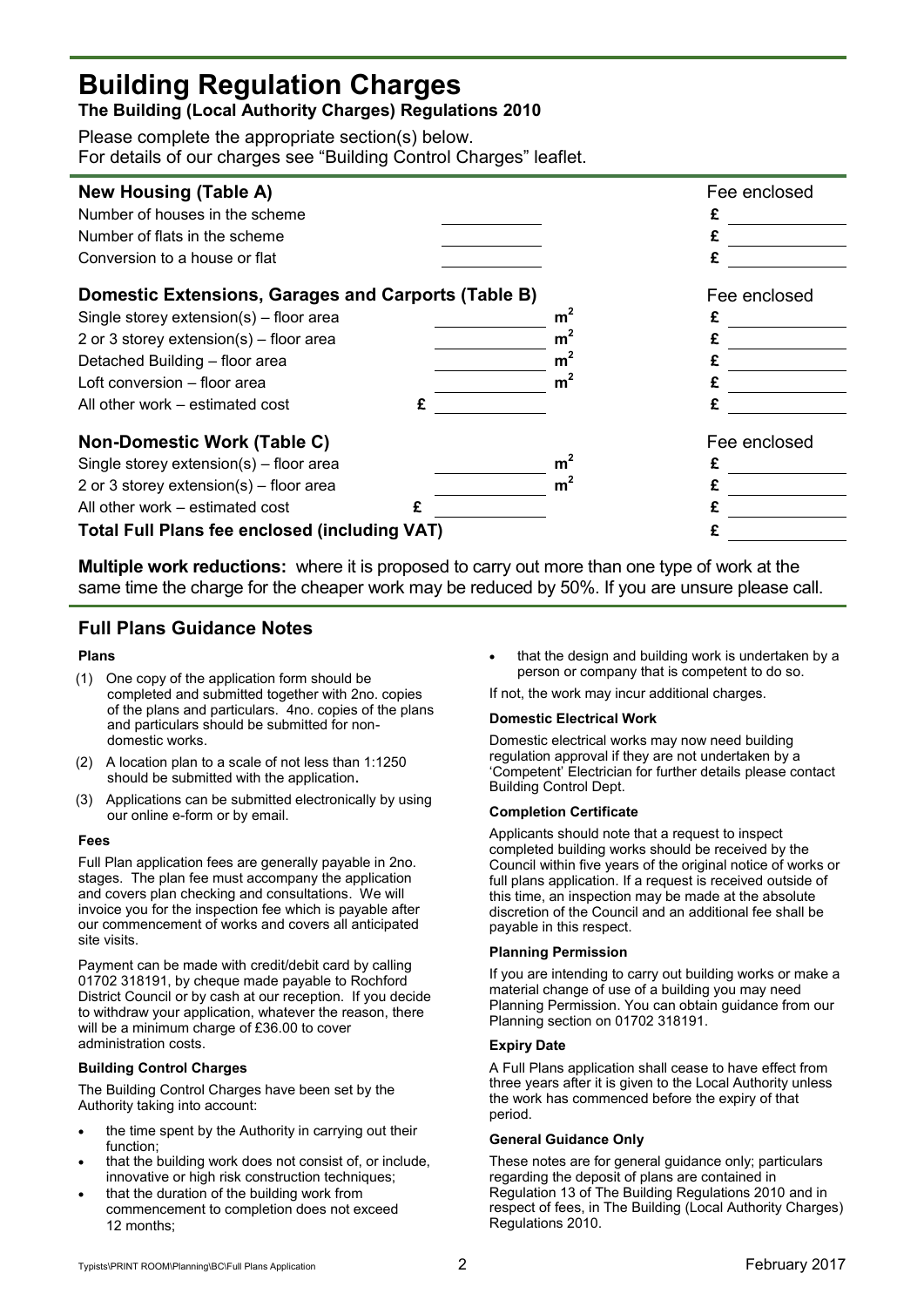# Building Regulation Charges

**The Building (Local Authority Charges) Regulations 2010**

Please complete the appropriate section(s) below.
For details of our charges see "Building Control Charges" leaflet.

| **New Housing (Table A)** | | Fee enclosed |
|---|---|---|
| Number of houses in the scheme | | £ |
| Number of flats in the scheme | | £ |
| Conversion to a house or flat | | £ |

| **Domestic Extensions, Garages and Carports (Table B)** | | Fee enclosed |
|---|---|---|
| Single storey extension(s) – floor area | $m^2$ | £ |
| 2 or 3 storey extension(s) – floor area | $m^2$ | £ |
| Detached Building – floor area | $m^2$ | £ |
| Loft conversion – floor area | $m^2$ | £ |
| All other work – estimated cost | £ | £ |

| **Non-Domestic Work (Table C)** | | Fee enclosed |
|---|---|---|
| Single storey extension(s) – floor area | $m^2$ | £ |
| 2 or 3 storey extension(s) – floor area | $m^2$ | £ |
| All other work – estimated cost | £ | £ |
| **Total Full Plans fee enclosed (including VAT)** | | £ |

**Multiple work reductions:** where it is proposed to carry out more than one type of work at the same time the charge for the cheaper work may be reduced by 50%. If you are unsure please call.

## Full Plans Guidance Notes

#### Plans

(1) One copy of the application form should be completed and submitted together with 2no. copies of the plans and particulars. 4no. copies of the plans and particulars should be submitted for non-domestic works.

(2) A location plan to a scale of not less than 1:1250 should be submitted with the application.

(3) Applications can be submitted electronically by using our online e-form or by email.

#### Fees

Full Plan application fees are generally payable in 2no. stages. The plan fee must accompany the application and covers plan checking and consultations. We will invoice you for the inspection fee which is payable after our commencement of works and covers all anticipated site visits.

Payment can be made with credit/debit card by calling 01702 318191, by cheque made payable to Rochford District Council or by cash at our reception. If you decide to withdraw your application, whatever the reason, there will be a minimum charge of £36.00 to cover administration costs.

#### Building Control Charges

The Building Control Charges have been set by the Authority taking into account:

- the time spent by the Authority in carrying out their function;
- that the building work does not consist of, or include, innovative or high risk construction techniques;
- that the duration of the building work from commencement to completion does not exceed 12 months;
- that the design and building work is undertaken by a person or company that is competent to do so.

If not, the work may incur additional charges.

#### Domestic Electrical Work

Domestic electrical works may now need building regulation approval if they are not undertaken by a 'Competent' Electrician for further details please contact Building Control Dept.

#### Completion Certificate

Applicants should note that a request to inspect completed building works should be received by the Council within five years of the original notice of works or full plans application. If a request is received outside of this time, an inspection may be made at the absolute discretion of the Council and an additional fee shall be payable in this respect.

#### Planning Permission

If you are intending to carry out building works or make a material change of use of a building you may need Planning Permission. You can obtain guidance from our Planning section on 01702 318191.

#### Expiry Date

A Full Plans application shall cease to have effect from three years after it is given to the Local Authority unless the work has commenced before the expiry of that period.

#### General Guidance Only

These notes are for general guidance only; particulars regarding the deposit of plans are contained in Regulation 13 of The Building Regulations 2010 and in respect of fees, in The Building (Local Authority Charges) Regulations 2010.